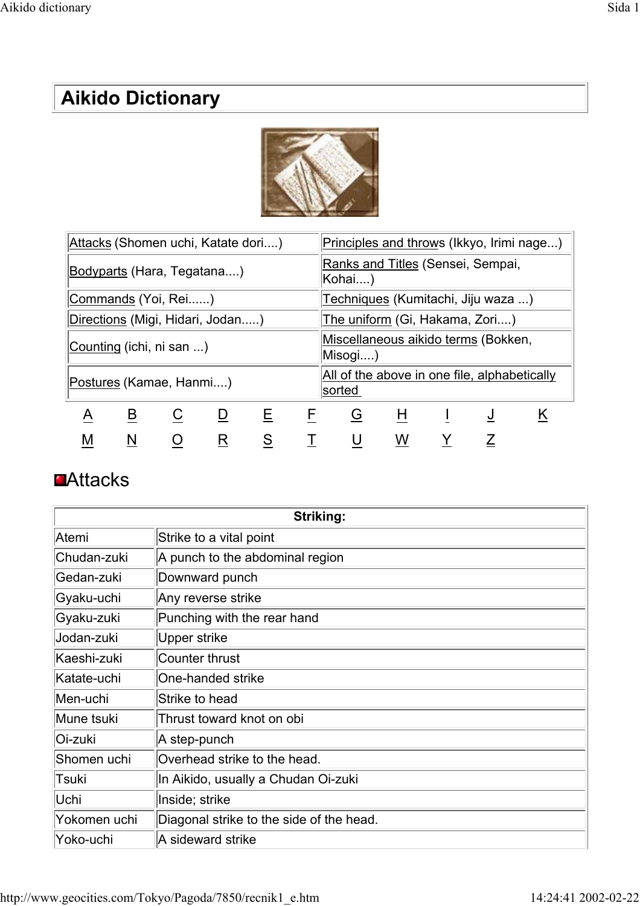# Aikido Dictionary

| | |
|---|---|
| Attacks (Shomen uchi, Katate dori....) | Principles and throws (Ikkyo, Irimi nage...) |
| Bodyparts (Hara, Tegatana....) | Ranks and Titles (Sensei, Sempai, Kohai....) |
| Commands (Yoi, Rei......) | Techniques (Kumitachi, Jiju waza ...) |
| Directions (Migi, Hidari, Jodan.....) | The uniform (Gi, Hakama, Zori....) |
| Counting (ichi, ni san ...) | Miscellaneous aikido terms (Bokken, Misogi....) |
| Postures (Kamae, Hanmi....) | All of the above in one file, alphabetically sorted |

A B C D E F G H I J K
M N O R S T U W Y Z

## Attacks

| Striking: | |
|---|---|
| Atemi | Strike to a vital point |
| Chudan-zuki | A punch to the abdominal region |
| Gedan-zuki | Downward punch |
| Gyaku-uchi | Any reverse strike |
| Gyaku-zuki | Punching with the rear hand |
| Jodan-zuki | Upper strike |
| Kaeshi-zuki | Counter thrust |
| Katate-uchi | One-handed strike |
| Men-uchi | Strike to head |
| Mune tsuki | Thrust toward knot on obi |
| Oi-zuki | A step-punch |
| Shomen uchi | Overhead strike to the head. |
| Tsuki | In Aikido, usually a Chudan Oi-zuki |
| Uchi | Inside; strike |
| Yokomen uchi | Diagonal strike to the side of the head. |
| Yoko-uchi | A sideward strike |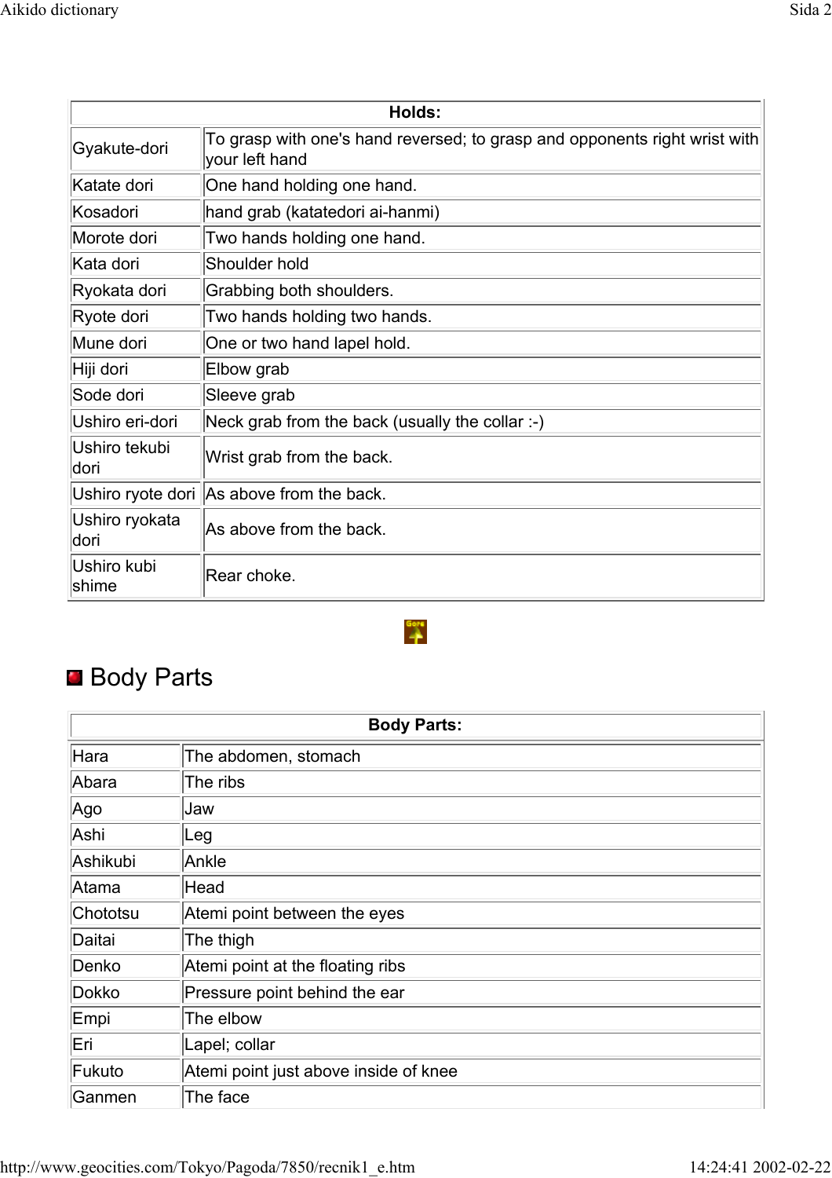| Holds: | |
|---|---|
| Gyakute-dori | To grasp with one's hand reversed; to grasp and opponents right wrist with your left hand |
| Katate dori | One hand holding one hand. |
| Kosadori | hand grab (katatedori ai-hanmi) |
| Morote dori | Two hands holding one hand. |
| Kata dori | Shoulder hold |
| Ryokata dori | Grabbing both shoulders. |
| Ryote dori | Two hands holding two hands. |
| Mune dori | One or two hand lapel hold. |
| Hiji dori | Elbow grab |
| Sode dori | Sleeve grab |
| Ushiro eri-dori | Neck grab from the back (usually the collar :-) |
| Ushiro tekubi dori | Wrist grab from the back. |
| Ushiro ryote dori | As above from the back. |
| Ushiro ryokata dori | As above from the back. |
| Ushiro kubi shime | Rear choke. |

## Body Parts

| Body Parts: | |
|---|---|
| Hara | The abdomen, stomach |
| Abara | The ribs |
| Ago | Jaw |
| Ashi | Leg |
| Ashikubi | Ankle |
| Atama | Head |
| Chototsu | Atemi point between the eyes |
| Daitai | The thigh |
| Denko | Atemi point at the floating ribs |
| Dokko | Pressure point behind the ear |
| Empi | The elbow |
| Eri | Lapel; collar |
| Fukuto | Atemi point just above inside of knee |
| Ganmen | The face |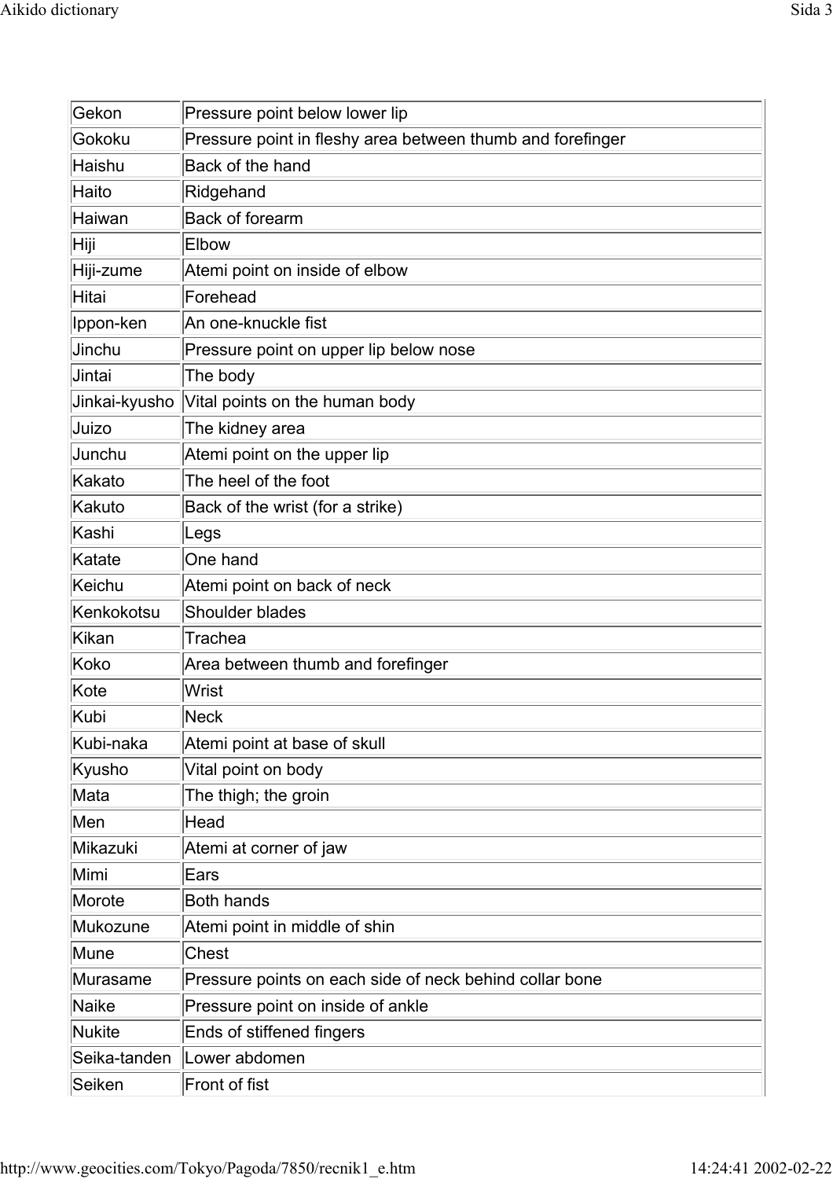| Gekon | Pressure point below lower lip |
|---|---|
| Gokoku | Pressure point in fleshy area between thumb and forefinger |
| Haishu | Back of the hand |
| Haito | Ridgehand |
| Haiwan | Back of forearm |
| Hiji | Elbow |
| Hiji-zume | Atemi point on inside of elbow |
| Hitai | Forehead |
| Ippon-ken | An one-knuckle fist |
| Jinchu | Pressure point on upper lip below nose |
| Jintai | The body |
| Jinkai-kyusho | Vital points on the human body |
| Juizo | The kidney area |
| Junchu | Atemi point on the upper lip |
| Kakato | The heel of the foot |
| Kakuto | Back of the wrist (for a strike) |
| Kashi | Legs |
| Katate | One hand |
| Keichu | Atemi point on back of neck |
| Kenkokotsu | Shoulder blades |
| Kikan | Trachea |
| Koko | Area between thumb and forefinger |
| Kote | Wrist |
| Kubi | Neck |
| Kubi-naka | Atemi point at base of skull |
| Kyusho | Vital point on body |
| Mata | The thigh; the groin |
| Men | Head |
| Mikazuki | Atemi at corner of jaw |
| Mimi | Ears |
| Morote | Both hands |
| Mukozune | Atemi point in middle of shin |
| Mune | Chest |
| Murasame | Pressure points on each side of neck behind collar bone |
| Naike | Pressure point on inside of ankle |
| Nukite | Ends of stiffened fingers |
| Seika-tanden | Lower abdomen |
| Seiken | Front of fist |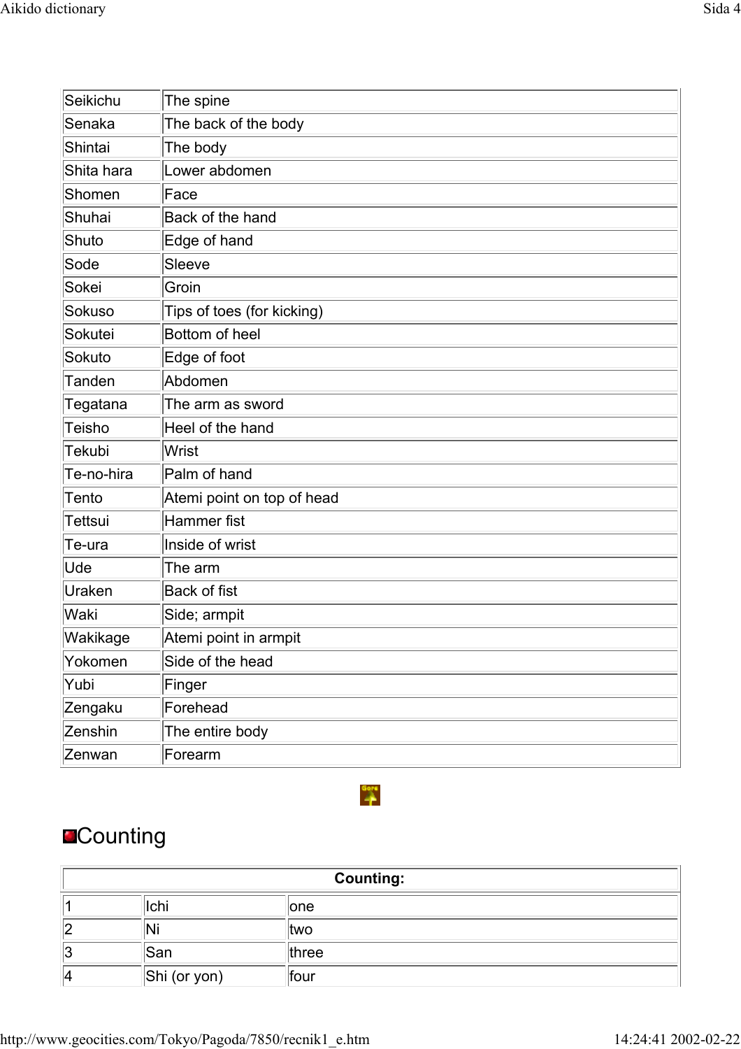| | |
|---|---|
| Seikichu | The spine |
| Senaka | The back of the body |
| Shintai | The body |
| Shita hara | Lower abdomen |
| Shomen | Face |
| Shuhai | Back of the hand |
| Shuto | Edge of hand |
| Sode | Sleeve |
| Sokei | Groin |
| Sokuso | Tips of toes (for kicking) |
| Sokutei | Bottom of heel |
| Sokuto | Edge of foot |
| Tanden | Abdomen |
| Tegatana | The arm as sword |
| Teisho | Heel of the hand |
| Tekubi | Wrist |
| Te-no-hira | Palm of hand |
| Tento | Atemi point on top of head |
| Tettsui | Hammer fist |
| Te-ura | Inside of wrist |
| Ude | The arm |
| Uraken | Back of fist |
| Waki | Side; armpit |
| Wakikage | Atemi point in armpit |
| Yokomen | Side of the head |
| Yubi | Finger |
| Zengaku | Forehead |
| Zenshin | The entire body |
| Zenwan | Forearm |

## Counting

| Counting: | | |
|---|---|---|
| 1 | Ichi | one |
| 2 | Ni | two |
| 3 | San | three |
| 4 | Shi (or yon) | four |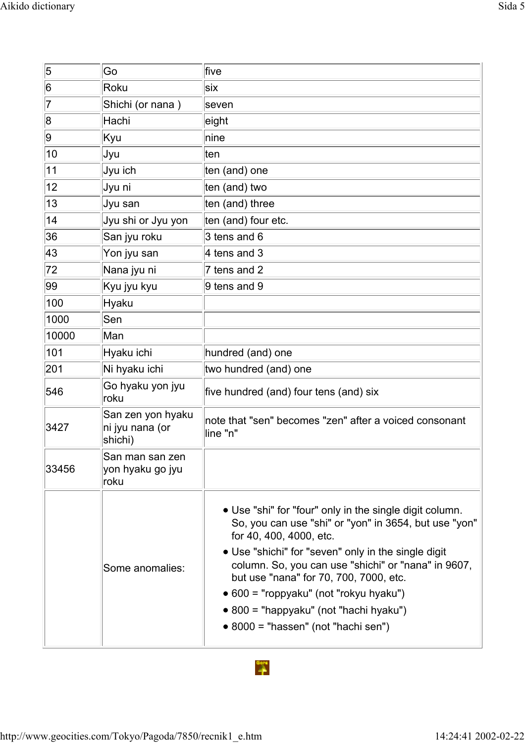| | | |
|---|---|---|
| 5 | Go | five |
| 6 | Roku | six |
| 7 | Shichi (or nana ) | seven |
| 8 | Hachi | eight |
| 9 | Kyu | nine |
| 10 | Jyu | ten |
| 11 | Jyu ich | ten (and) one |
| 12 | Jyu ni | ten (and) two |
| 13 | Jyu san | ten (and) three |
| 14 | Jyu shi or Jyu yon | ten (and) four etc. |
| 36 | San jyu roku | 3 tens and 6 |
| 43 | Yon jyu san | 4 tens and 3 |
| 72 | Nana jyu ni | 7 tens and 2 |
| 99 | Kyu jyu kyu | 9 tens and 9 |
| 100 | Hyaku | |
| 1000 | Sen | |
| 10000 | Man | |
| 101 | Hyaku ichi | hundred (and) one |
| 201 | Ni hyaku ichi | two hundred (and) one |
| 546 | Go hyaku yon jyu roku | five hundred (and) four tens (and) six |
| 3427 | San zen yon hyaku ni jyu nana (or shichi) | note that "sen" becomes "zen" after a voiced consonant line "n" |
| 33456 | San man san zen yon hyaku go jyu roku | |
| | Some anomalies: | • Use "shi" for "four" only in the single digit column. So, you can use "shi" or "yon" in 3654, but use "yon" for 40, 400, 4000, etc.<br>• Use "shichi" for "seven" only in the single digit column. So, you can use "shichi" or "nana" in 9607, but use "nana" for 70, 700, 7000, etc.<br>• 600 = "roppyaku" (not "rokyu hyaku")<br>• 800 = "happyaku" (not "hachi hyaku")<br>• 8000 = "hassen" (not "hachi sen") |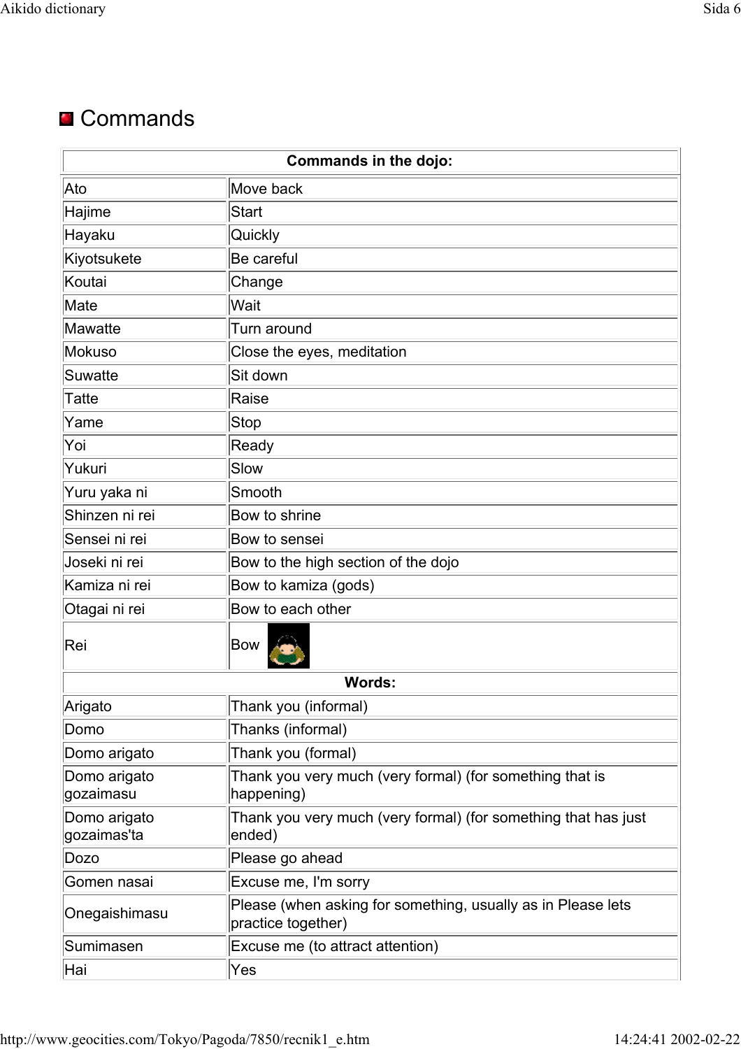## Commands

| Commands in the dojo: | |
|---|---|
| Ato | Move back |
| Hajime | Start |
| Hayaku | Quickly |
| Kiyotsukete | Be careful |
| Koutai | Change |
| Mate | Wait |
| Mawatte | Turn around |
| Mokuso | Close the eyes, meditation |
| Suwatte | Sit down |
| Tatte | Raise |
| Yame | Stop |
| Yoi | Ready |
| Yukuri | Slow |
| Yuru yaka ni | Smooth |
| Shinzen ni rei | Bow to shrine |
| Sensei ni rei | Bow to sensei |
| Joseki ni rei | Bow to the high section of the dojo |
| Kamiza ni rei | Bow to kamiza (gods) |
| Otagai ni rei | Bow to each other |
| Rei | Bow |
| **Words:** | |
| Arigato | Thank you (informal) |
| Domo | Thanks (informal) |
| Domo arigato | Thank you (formal) |
| Domo arigato gozaimasu | Thank you very much (very formal) (for something that is happening) |
| Domo arigato gozaimas'ta | Thank you very much (very formal) (for something that has just ended) |
| Dozo | Please go ahead |
| Gomen nasai | Excuse me, I'm sorry |
| Onegaishimasu | Please (when asking for something, usually as in Please lets practice together) |
| Sumimasen | Excuse me (to attract attention) |
| Hai | Yes |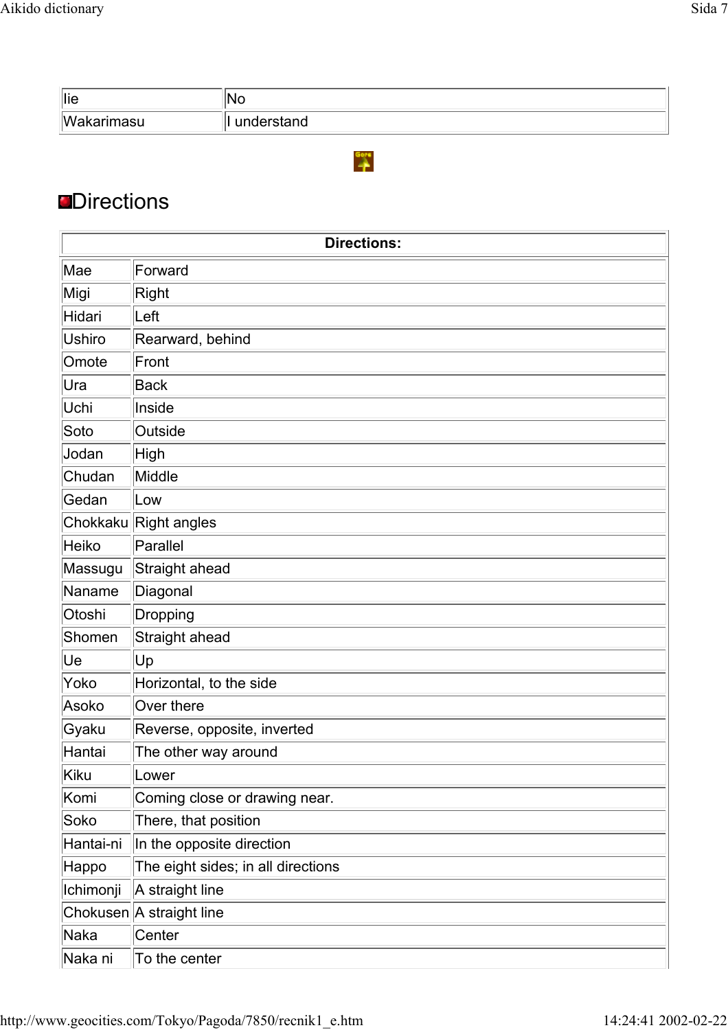| Iie | No |
|---|---|
| Wakarimasu | I understand |

## Directions

| Directions: | |
|---|---|
| Mae | Forward |
| Migi | Right |
| Hidari | Left |
| Ushiro | Rearward, behind |
| Omote | Front |
| Ura | Back |
| Uchi | Inside |
| Soto | Outside |
| Jodan | High |
| Chudan | Middle |
| Gedan | Low |
| Chokkaku | Right angles |
| Heiko | Parallel |
| Massugu | Straight ahead |
| Naname | Diagonal |
| Otoshi | Dropping |
| Shomen | Straight ahead |
| Ue | Up |
| Yoko | Horizontal, to the side |
| Asoko | Over there |
| Gyaku | Reverse, opposite, inverted |
| Hantai | The other way around |
| Kiku | Lower |
| Komi | Coming close or drawing near. |
| Soko | There, that position |
| Hantai-ni | In the opposite direction |
| Happo | The eight sides; in all directions |
| Ichimonji | A straight line |
| Chokusen | A straight line |
| Naka | Center |
| Naka ni | To the center |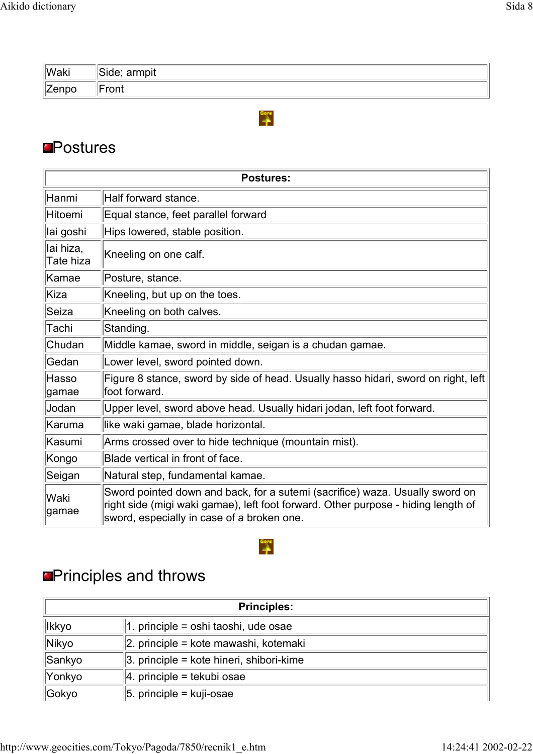| | |
|---|---|
| Waki | Side; armpit |
| Zenpo | Front |

## Postures

| Postures: | |
|---|---|
| Hanmi | Half forward stance. |
| Hitoemi | Equal stance, feet parallel forward |
| Iai goshi | Hips lowered, stable position. |
| Iai hiza, Tate hiza | Kneeling on one calf. |
| Kamae | Posture, stance. |
| Kiza | Kneeling, but up on the toes. |
| Seiza | Kneeling on both calves. |
| Tachi | Standing. |
| Chudan | Middle kamae, sword in middle, seigan is a chudan gamae. |
| Gedan | Lower level, sword pointed down. |
| Hasso gamae | Figure 8 stance, sword by side of head. Usually hasso hidari, sword on right, left foot forward. |
| Jodan | Upper level, sword above head. Usually hidari jodan, left foot forward. |
| Karuma | like waki gamae, blade horizontal. |
| Kasumi | Arms crossed over to hide technique (mountain mist). |
| Kongo | Blade vertical in front of face. |
| Seigan | Natural step, fundamental kamae. |
| Waki gamae | Sword pointed down and back, for a sutemi (sacrifice) waza. Usually sword on right side (migi waki gamae), left foot forward. Other purpose - hiding length of sword, especially in case of a broken one. |

## Principles and throws

| Principles: | |
|---|---|
| Ikkyo | 1. principle = oshi taoshi, ude osae |
| Nikyo | 2. principle = kote mawashi, kotemaki |
| Sankyo | 3. principle = kote hineri, shibori-kime |
| Yonkyo | 4. principle = tekubi osae |
| Gokyo | 5. principle = kuji-osae |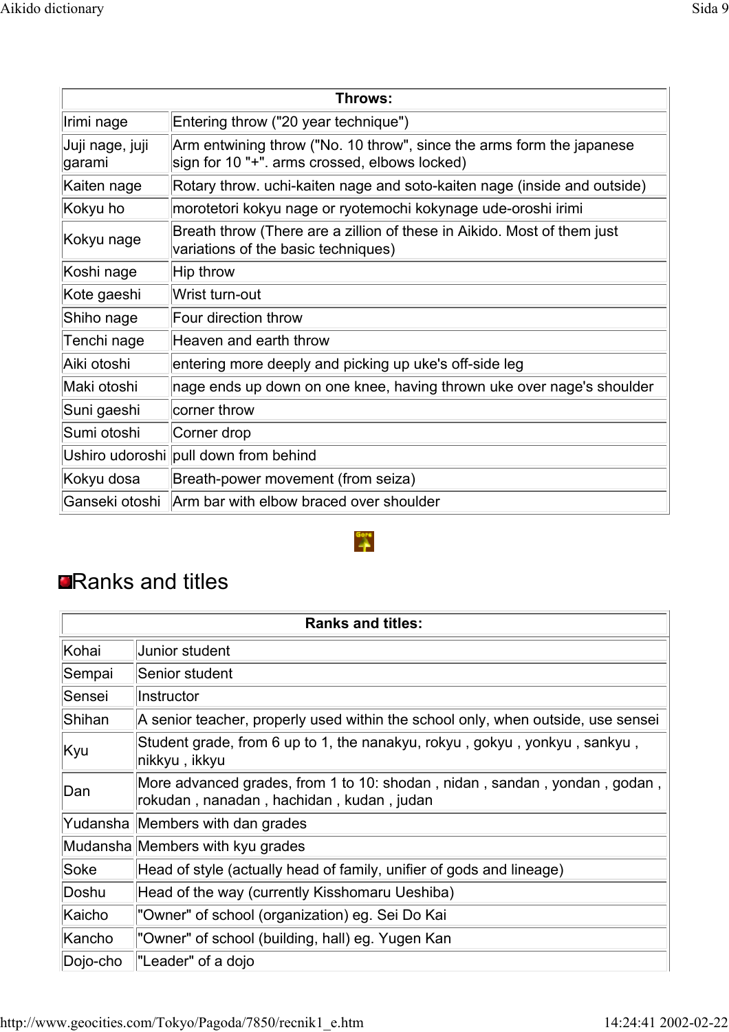| Throws: | |
|---|---|
| Irimi nage | Entering throw ("20 year technique") |
| Juji nage, juji garami | Arm entwining throw ("No. 10 throw", since the arms form the japanese sign for 10 "+". arms crossed, elbows locked) |
| Kaiten nage | Rotary throw. uchi-kaiten nage and soto-kaiten nage (inside and outside) |
| Kokyu ho | morotetori kokyu nage or ryotemochi kokynage ude-oroshi irimi |
| Kokyu nage | Breath throw (There are a zillion of these in Aikido. Most of them just variations of the basic techniques) |
| Koshi nage | Hip throw |
| Kote gaeshi | Wrist turn-out |
| Shiho nage | Four direction throw |
| Tenchi nage | Heaven and earth throw |
| Aiki otoshi | entering more deeply and picking up uke's off-side leg |
| Maki otoshi | nage ends up down on one knee, having thrown uke over nage's shoulder |
| Suni gaeshi | corner throw |
| Sumi otoshi | Corner drop |
| Ushiro udoroshi | pull down from behind |
| Kokyu dosa | Breath-power movement (from seiza) |
| Ganseki otoshi | Arm bar with elbow braced over shoulder |

## Ranks and titles

| Ranks and titles: | |
|---|---|
| Kohai | Junior student |
| Sempai | Senior student |
| Sensei | Instructor |
| Shihan | A senior teacher, properly used within the school only, when outside, use sensei |
| Kyu | Student grade, from 6 up to 1, the nanakyu, rokyu , gokyu , yonkyu , sankyu , nikkyu , ikkyu |
| Dan | More advanced grades, from 1 to 10: shodan , nidan , sandan , yondan , godan , rokudan , nanadan , hachidan , kudan , judan |
| Yudansha | Members with dan grades |
| Mudansha | Members with kyu grades |
| Soke | Head of style (actually head of family, unifier of gods and lineage) |
| Doshu | Head of the way (currently Kisshomaru Ueshiba) |
| Kaicho | "Owner" of school (organization) eg. Sei Do Kai |
| Kancho | "Owner" of school (building, hall) eg. Yugen Kan |
| Dojo-cho | "Leader" of a dojo |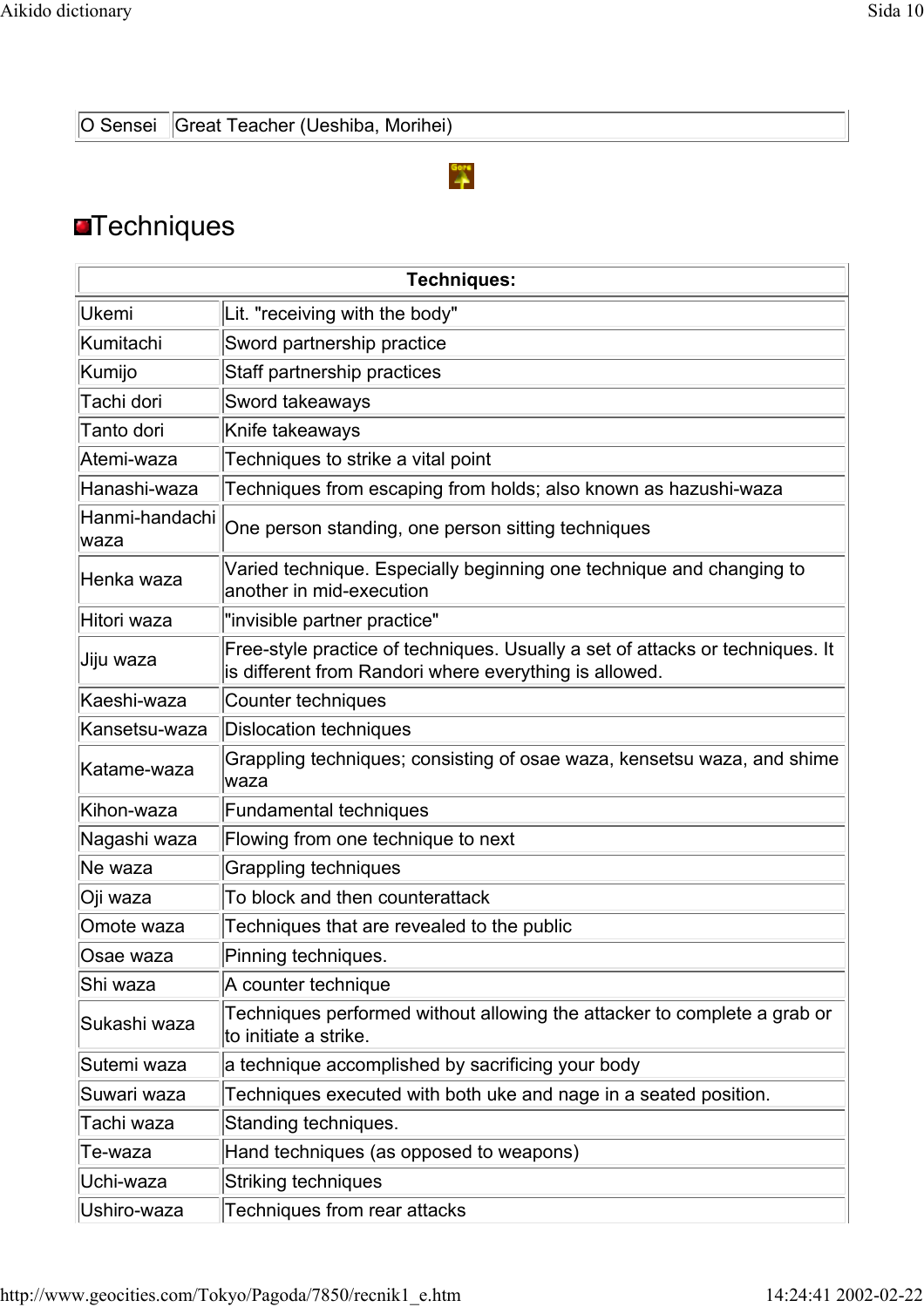| O Sensei | Great Teacher (Ueshiba, Morihei) |
|---|---|

## Techniques

| Techniques: | |
|---|---|
| Ukemi | Lit. "receiving with the body" |
| Kumitachi | Sword partnership practice |
| Kumijo | Staff partnership practices |
| Tachi dori | Sword takeaways |
| Tanto dori | Knife takeaways |
| Atemi-waza | Techniques to strike a vital point |
| Hanashi-waza | Techniques from escaping from holds; also known as hazushi-waza |
| Hanmi-handachi waza | One person standing, one person sitting techniques |
| Henka waza | Varied technique. Especially beginning one technique and changing to another in mid-execution |
| Hitori waza | "invisible partner practice" |
| Jiju waza | Free-style practice of techniques. Usually a set of attacks or techniques. It is different from Randori where everything is allowed. |
| Kaeshi-waza | Counter techniques |
| Kansetsu-waza | Dislocation techniques |
| Katame-waza | Grappling techniques; consisting of osae waza, kensetsu waza, and shime waza |
| Kihon-waza | Fundamental techniques |
| Nagashi waza | Flowing from one technique to next |
| Ne waza | Grappling techniques |
| Oji waza | To block and then counterattack |
| Omote waza | Techniques that are revealed to the public |
| Osae waza | Pinning techniques. |
| Shi waza | A counter technique |
| Sukashi waza | Techniques performed without allowing the attacker to complete a grab or to initiate a strike. |
| Sutemi waza | a technique accomplished by sacrificing your body |
| Suwari waza | Techniques executed with both uke and nage in a seated position. |
| Tachi waza | Standing techniques. |
| Te-waza | Hand techniques (as opposed to weapons) |
| Uchi-waza | Striking techniques |
| Ushiro-waza | Techniques from rear attacks |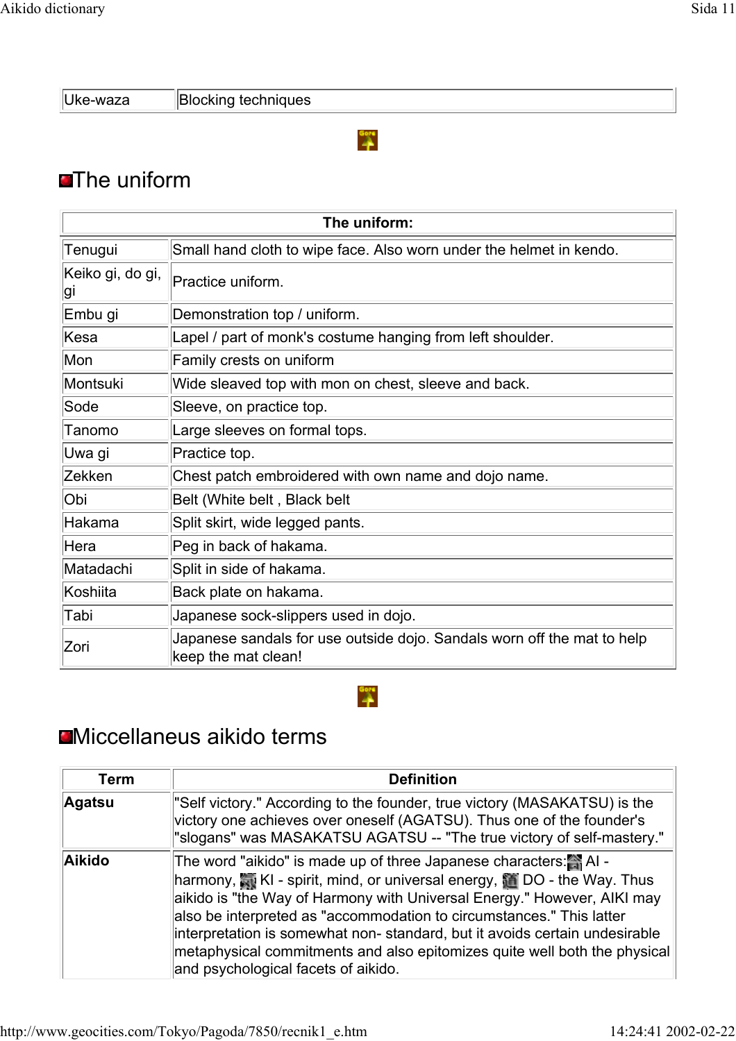| Uke-waza | Blocking techniques |
|---|---|

## The uniform

| The uniform: | |
|---|---|
| Tenugui | Small hand cloth to wipe face. Also worn under the helmet in kendo. |
| Keiko gi, do gi, gi | Practice uniform. |
| Embu gi | Demonstration top / uniform. |
| Kesa | Lapel / part of monk's costume hanging from left shoulder. |
| Mon | Family crests on uniform |
| Montsuki | Wide sleaved top with mon on chest, sleeve and back. |
| Sode | Sleeve, on practice top. |
| Tanomo | Large sleeves on formal tops. |
| Uwa gi | Practice top. |
| Zekken | Chest patch embroidered with own name and dojo name. |
| Obi | Belt (White belt , Black belt |
| Hakama | Split skirt, wide legged pants. |
| Hera | Peg in back of hakama. |
| Matadachi | Split in side of hakama. |
| Koshiita | Back plate on hakama. |
| Tabi | Japanese sock-slippers used in dojo. |
| Zori | Japanese sandals for use outside dojo. Sandals worn off the mat to help keep the mat clean! |

## Miccellaneus aikido terms

| Term | Definition |
|---|---|
| **Agatsu** | "Self victory." According to the founder, true victory (MASAKATSU) is the victory one achieves over oneself (AGATSU). Thus one of the founder's "slogans" was MASAKATSU AGATSU -- "The true victory of self-mastery." |
| **Aikido** | The word "aikido" is made up of three Japanese characters: AI - harmony, KI - spirit, mind, or universal energy, DO - the Way. Thus aikido is "the Way of Harmony with Universal Energy." However, AIKI may also be interpreted as "accommodation to circumstances." This latter interpretation is somewhat non- standard, but it avoids certain undesirable metaphysical commitments and also epitomizes quite well both the physical and psychological facets of aikido. |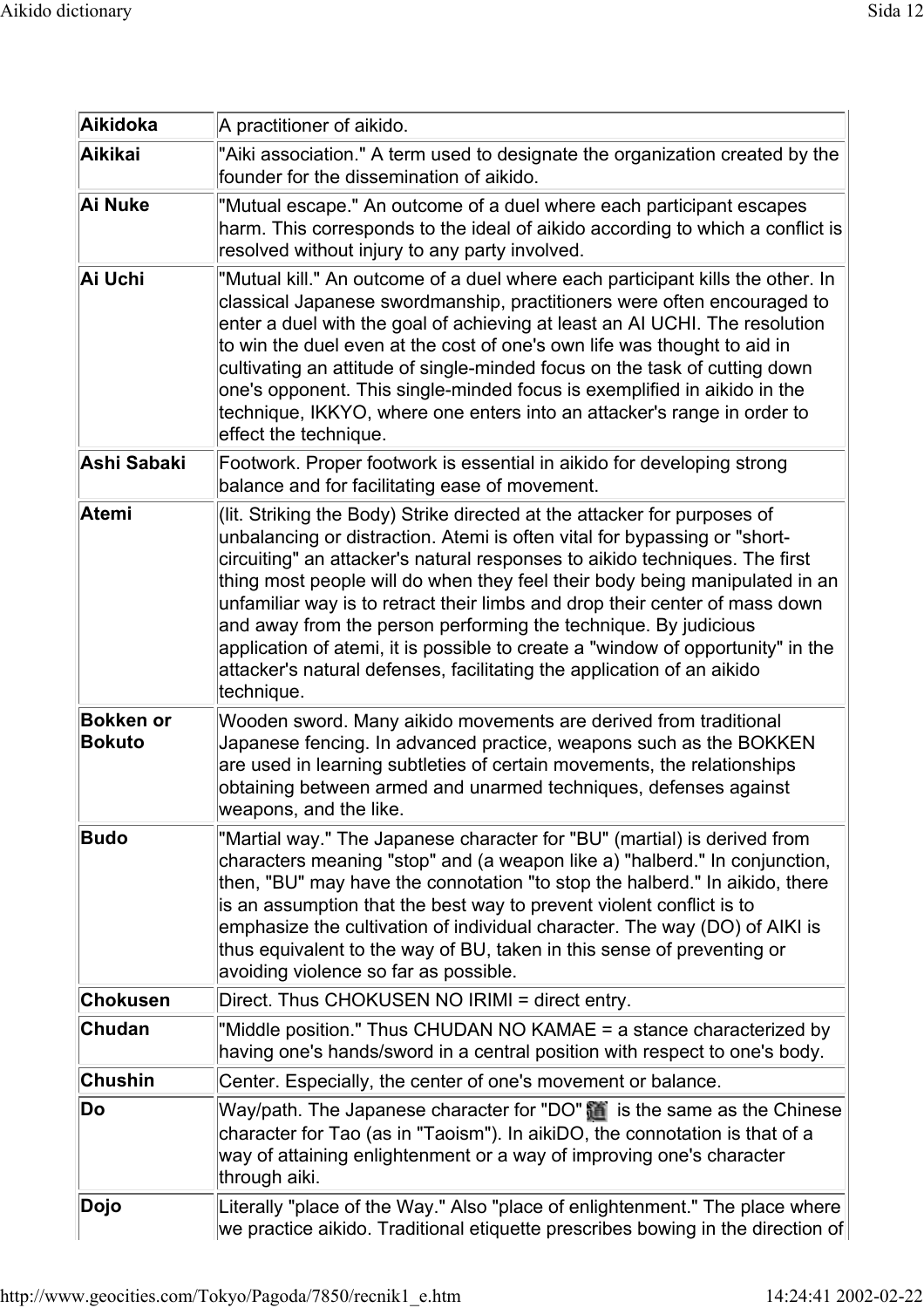| | |
|---|---|
| **Aikidoka** | A practitioner of aikido. |
| **Aikikai** | "Aiki association." A term used to designate the organization created by the founder for the dissemination of aikido. |
| **Ai Nuke** | "Mutual escape." An outcome of a duel where each participant escapes harm. This corresponds to the ideal of aikido according to which a conflict is resolved without injury to any party involved. |
| **Ai Uchi** | "Mutual kill." An outcome of a duel where each participant kills the other. In classical Japanese swordmanship, practitioners were often encouraged to enter a duel with the goal of achieving at least an AI UCHI. The resolution to win the duel even at the cost of one's own life was thought to aid in cultivating an attitude of single-minded focus on the task of cutting down one's opponent. This single-minded focus is exemplified in aikido in the technique, IKKYO, where one enters into an attacker's range in order to effect the technique. |
| **Ashi Sabaki** | Footwork. Proper footwork is essential in aikido for developing strong balance and for facilitating ease of movement. |
| **Atemi** | (lit. Striking the Body) Strike directed at the attacker for purposes of unbalancing or distraction. Atemi is often vital for bypassing or "short-circuiting" an attacker's natural responses to aikido techniques. The first thing most people will do when they feel their body being manipulated in an unfamiliar way is to retract their limbs and drop their center of mass down and away from the person performing the technique. By judicious application of atemi, it is possible to create a "window of opportunity" in the attacker's natural defenses, facilitating the application of an aikido technique. |
| **Bokken or Bokuto** | Wooden sword. Many aikido movements are derived from traditional Japanese fencing. In advanced practice, weapons such as the BOKKEN are used in learning subtleties of certain movements, the relationships obtaining between armed and unarmed techniques, defenses against weapons, and the like. |
| **Budo** | "Martial way." The Japanese character for "BU" (martial) is derived from characters meaning "stop" and (a weapon like a) "halberd." In conjunction, then, "BU" may have the connotation "to stop the halberd." In aikido, there is an assumption that the best way to prevent violent conflict is to emphasize the cultivation of individual character. The way (DO) of AIKI is thus equivalent to the way of BU, taken in this sense of preventing or avoiding violence so far as possible. |
| **Chokusen** | Direct. Thus CHOKUSEN NO IRIMI = direct entry. |
| **Chudan** | "Middle position." Thus CHUDAN NO KAMAE = a stance characterized by having one's hands/sword in a central position with respect to one's body. |
| **Chushin** | Center. Especially, the center of one's movement or balance. |
| **Do** | Way/path. The Japanese character for "DO" 道 is the same as the Chinese character for Tao (as in "Taoism"). In aikiDO, the connotation is that of a way of attaining enlightenment or a way of improving one's character through aiki. |
| **Dojo** | Literally "place of the Way." Also "place of enlightenment." The place where we practice aikido. Traditional etiquette prescribes bowing in the direction of |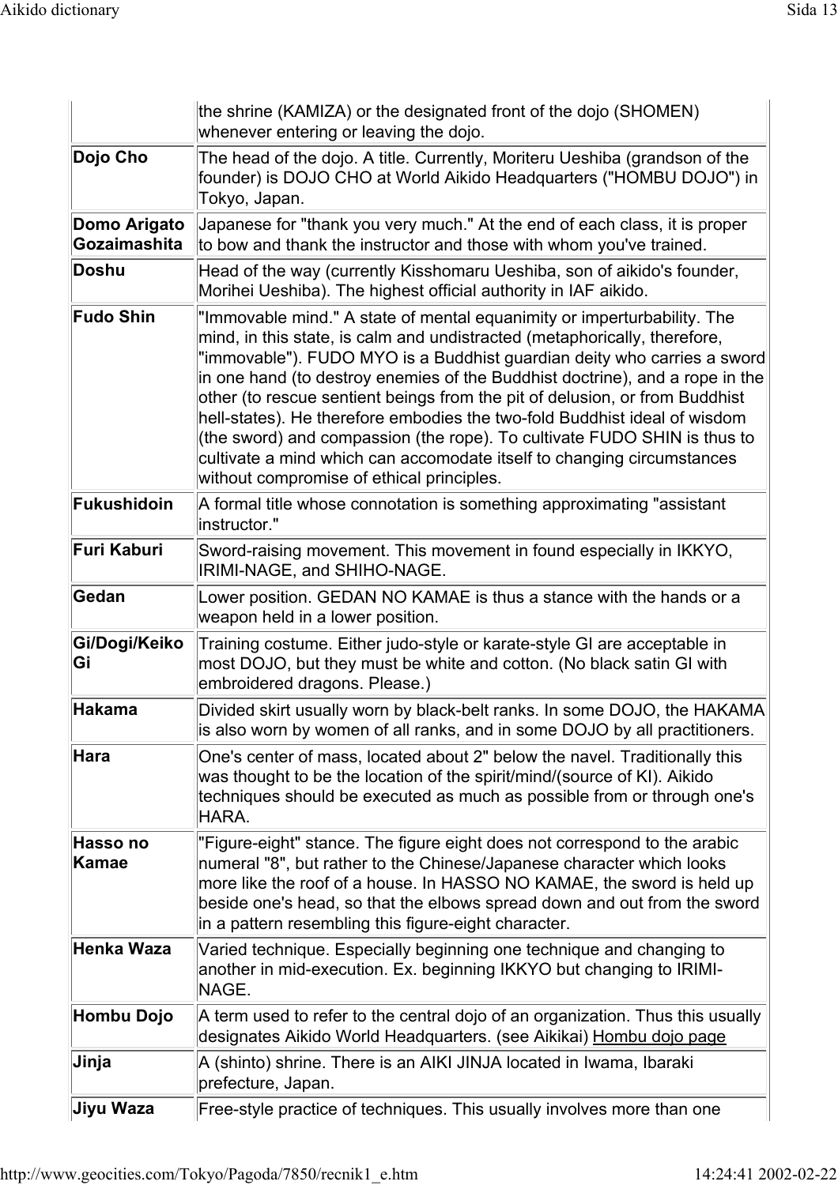| | |
|---|---|
| | the shrine (KAMIZA) or the designated front of the dojo (SHOMEN) whenever entering or leaving the dojo. |
| **Dojo Cho** | The head of the dojo. A title. Currently, Moriteru Ueshiba (grandson of the founder) is DOJO CHO at World Aikido Headquarters ("HOMBU DOJO") in Tokyo, Japan. |
| **Domo Arigato Gozaimashita** | Japanese for "thank you very much." At the end of each class, it is proper to bow and thank the instructor and those with whom you've trained. |
| **Doshu** | Head of the way (currently Kisshomaru Ueshiba, son of aikido's founder, Morihei Ueshiba). The highest official authority in IAF aikido. |
| **Fudo Shin** | "Immovable mind." A state of mental equanimity or imperturbability. The mind, in this state, is calm and undistracted (metaphorically, therefore, "immovable"). FUDO MYO is a Buddhist guardian deity who carries a sword in one hand (to destroy enemies of the Buddhist doctrine), and a rope in the other (to rescue sentient beings from the pit of delusion, or from Buddhist hell-states). He therefore embodies the two-fold Buddhist ideal of wisdom (the sword) and compassion (the rope). To cultivate FUDO SHIN is thus to cultivate a mind which can accomodate itself to changing circumstances without compromise of ethical principles. |
| **Fukushidoin** | A formal title whose connotation is something approximating "assistant instructor." |
| **Furi Kaburi** | Sword-raising movement. This movement in found especially in IKKYO, IRIMI-NAGE, and SHIHO-NAGE. |
| **Gedan** | Lower position. GEDAN NO KAMAE is thus a stance with the hands or a weapon held in a lower position. |
| **Gi/Dogi/Keiko Gi** | Training costume. Either judo-style or karate-style GI are acceptable in most DOJO, but they must be white and cotton. (No black satin GI with embroidered dragons. Please.) |
| **Hakama** | Divided skirt usually worn by black-belt ranks. In some DOJO, the HAKAMA is also worn by women of all ranks, and in some DOJO by all practitioners. |
| **Hara** | One's center of mass, located about 2" below the navel. Traditionally this was thought to be the location of the spirit/mind/(source of KI). Aikido techniques should be executed as much as possible from or through one's HARA. |
| **Hasso no Kamae** | "Figure-eight" stance. The figure eight does not correspond to the arabic numeral "8", but rather to the Chinese/Japanese character which looks more like the roof of a house. In HASSO NO KAMAE, the sword is held up beside one's head, so that the elbows spread down and out from the sword in a pattern resembling this figure-eight character. |
| **Henka Waza** | Varied technique. Especially beginning one technique and changing to another in mid-execution. Ex. beginning IKKYO but changing to IRIMI-NAGE. |
| **Hombu Dojo** | A term used to refer to the central dojo of an organization. Thus this usually designates Aikido World Headquarters. (see Aikikai) Hombu dojo page |
| **Jinja** | A (shinto) shrine. There is an AIKI JINJA located in Iwama, Ibaraki prefecture, Japan. |
| **Jiyu Waza** | Free-style practice of techniques. This usually involves more than one |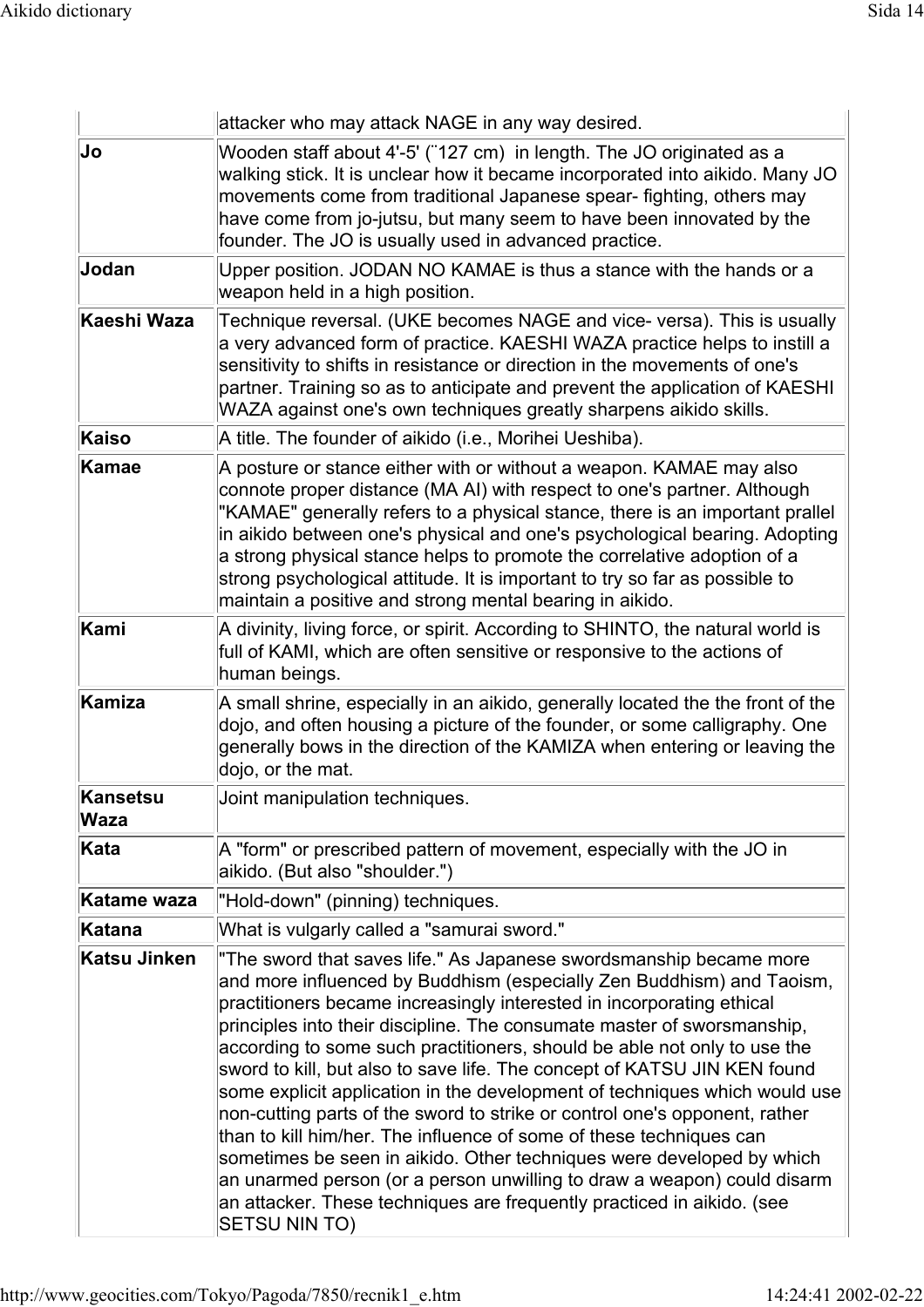| | |
|---|---|
| | attacker who may attack NAGE in any way desired. |
| **Jo** | Wooden staff about 4'-5' (¨127 cm) in length. The JO originated as a walking stick. It is unclear how it became incorporated into aikido. Many JO movements come from traditional Japanese spear- fighting, others may have come from jo-jutsu, but many seem to have been innovated by the founder. The JO is usually used in advanced practice. |
| **Jodan** | Upper position. JODAN NO KAMAE is thus a stance with the hands or a weapon held in a high position. |
| **Kaeshi Waza** | Technique reversal. (UKE becomes NAGE and vice- versa). This is usually a very advanced form of practice. KAESHI WAZA practice helps to instill a sensitivity to shifts in resistance or direction in the movements of one's partner. Training so as to anticipate and prevent the application of KAESHI WAZA against one's own techniques greatly sharpens aikido skills. |
| **Kaiso** | A title. The founder of aikido (i.e., Morihei Ueshiba). |
| **Kamae** | A posture or stance either with or without a weapon. KAMAE may also connote proper distance (MA AI) with respect to one's partner. Although "KAMAE" generally refers to a physical stance, there is an important prallel in aikido between one's physical and one's psychological bearing. Adopting a strong physical stance helps to promote the correlative adoption of a strong psychological attitude. It is important to try so far as possible to maintain a positive and strong mental bearing in aikido. |
| **Kami** | A divinity, living force, or spirit. According to SHINTO, the natural world is full of KAMI, which are often sensitive or responsive to the actions of human beings. |
| **Kamiza** | A small shrine, especially in an aikido, generally located the the front of the dojo, and often housing a picture of the founder, or some calligraphy. One generally bows in the direction of the KAMIZA when entering or leaving the dojo, or the mat. |
| **Kansetsu Waza** | Joint manipulation techniques. |
| **Kata** | A "form" or prescribed pattern of movement, especially with the JO in aikido. (But also "shoulder.") |
| **Katame waza** | "Hold-down" (pinning) techniques. |
| **Katana** | What is vulgarly called a "samurai sword." |
| **Katsu Jinken** | "The sword that saves life." As Japanese swordsmanship became more and more influenced by Buddhism (especially Zen Buddhism) and Taoism, practitioners became increasingly interested in incorporating ethical principles into their discipline. The consumate master of sworsmanship, according to some such practitioners, should be able not only to use the sword to kill, but also to save life. The concept of KATSU JIN KEN found some explicit application in the development of techniques which would use non-cutting parts of the sword to strike or control one's opponent, rather than to kill him/her. The influence of some of these techniques can sometimes be seen in aikido. Other techniques were developed by which an unarmed person (or a person unwilling to draw a weapon) could disarm an attacker. These techniques are frequently practiced in aikido. (see SETSU NIN TO) |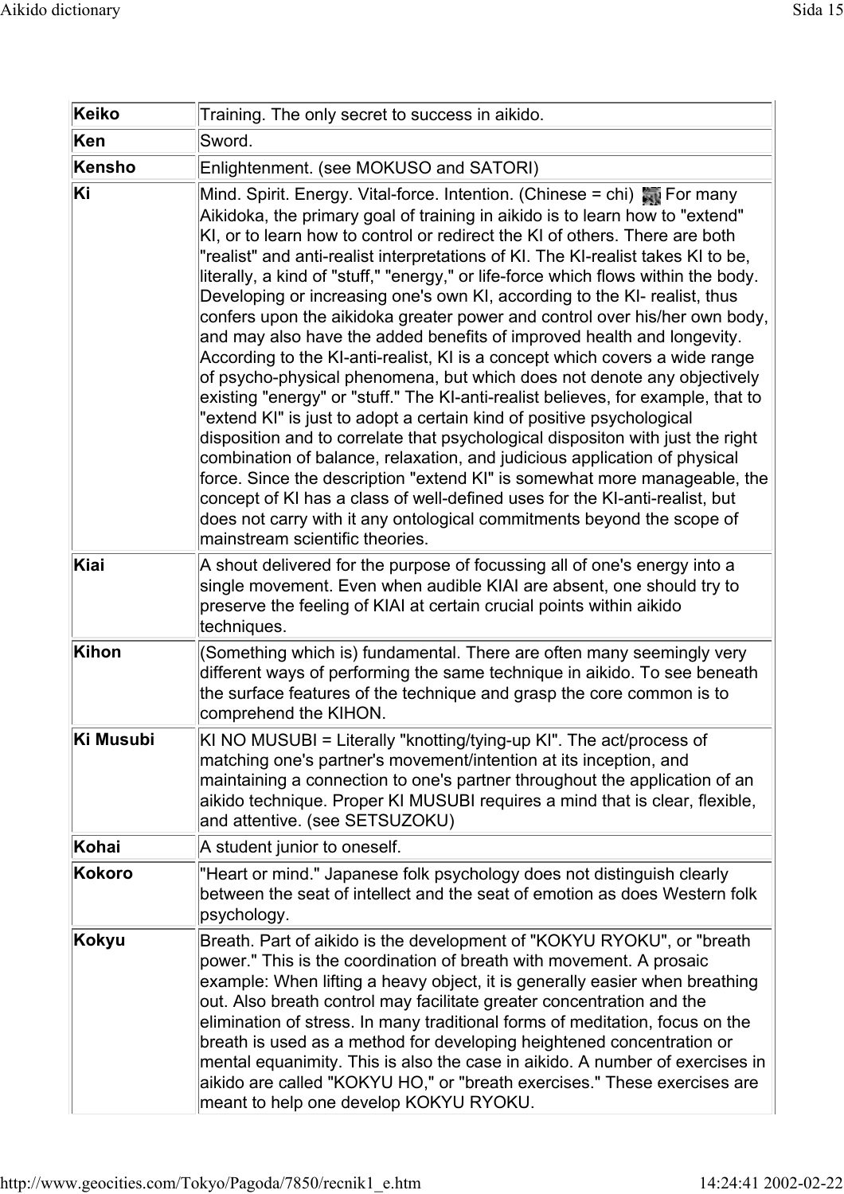| | |
|---|---|
| **Keiko** | Training. The only secret to success in aikido. |
| **Ken** | Sword. |
| **Kensho** | Enlightenment. (see MOKUSO and SATORI) |
| **Ki** | Mind. Spirit. Energy. Vital-force. Intention. (Chinese = chi) For many Aikidoka, the primary goal of training in aikido is to learn how to "extend" KI, or to learn how to control or redirect the KI of others. There are both "realist" and anti-realist interpretations of KI. The KI-realist takes KI to be, literally, a kind of "stuff," "energy," or life-force which flows within the body. Developing or increasing one's own KI, according to the KI- realist, thus confers upon the aikidoka greater power and control over his/her own body, and may also have the added benefits of improved health and longevity. According to the KI-anti-realist, KI is a concept which covers a wide range of psycho-physical phenomena, but which does not denote any objectively existing "energy" or "stuff." The KI-anti-realist believes, for example, that to "extend KI" is just to adopt a certain kind of positive psychological disposition and to correlate that psychological dispositon with just the right combination of balance, relaxation, and judicious application of physical force. Since the description "extend KI" is somewhat more manageable, the concept of KI has a class of well-defined uses for the KI-anti-realist, but does not carry with it any ontological commitments beyond the scope of mainstream scientific theories. |
| **Kiai** | A shout delivered for the purpose of focussing all of one's energy into a single movement. Even when audible KIAI are absent, one should try to preserve the feeling of KIAI at certain crucial points within aikido techniques. |
| **Kihon** | (Something which is) fundamental. There are often many seemingly very different ways of performing the same technique in aikido. To see beneath the surface features of the technique and grasp the core common is to comprehend the KIHON. |
| **Ki Musubi** | KI NO MUSUBI = Literally "knotting/tying-up KI". The act/process of matching one's partner's movement/intention at its inception, and maintaining a connection to one's partner throughout the application of an aikido technique. Proper KI MUSUBI requires a mind that is clear, flexible, and attentive. (see SETSUZOKU) |
| **Kohai** | A student junior to oneself. |
| **Kokoro** | "Heart or mind." Japanese folk psychology does not distinguish clearly between the seat of intellect and the seat of emotion as does Western folk psychology. |
| **Kokyu** | Breath. Part of aikido is the development of "KOKYU RYOKU", or "breath power." This is the coordination of breath with movement. A prosaic example: When lifting a heavy object, it is generally easier when breathing out. Also breath control may facilitate greater concentration and the elimination of stress. In many traditional forms of meditation, focus on the breath is used as a method for developing heightened concentration or mental equanimity. This is also the case in aikido. A number of exercises in aikido are called "KOKYU HO," or "breath exercises." These exercises are meant to help one develop KOKYU RYOKU. |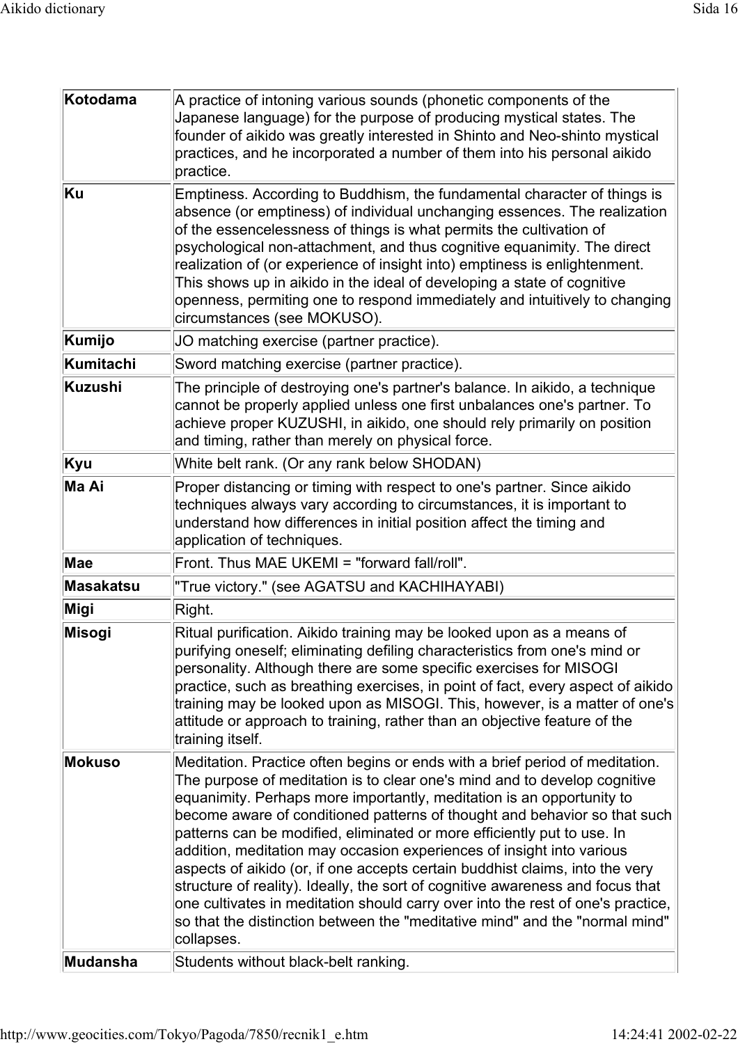| | |
|---|---|
| **Kotodama** | A practice of intoning various sounds (phonetic components of the Japanese language) for the purpose of producing mystical states. The founder of aikido was greatly interested in Shinto and Neo-shinto mystical practices, and he incorporated a number of them into his personal aikido practice. |
| **Ku** | Emptiness. According to Buddhism, the fundamental character of things is absence (or emptiness) of individual unchanging essences. The realization of the essencelessness of things is what permits the cultivation of psychological non-attachment, and thus cognitive equanimity. The direct realization of (or experience of insight into) emptiness is enlightenment. This shows up in aikido in the ideal of developing a state of cognitive openness, permiting one to respond immediately and intuitively to changing circumstances (see MOKUSO). |
| **Kumijo** | JO matching exercise (partner practice). |
| **Kumitachi** | Sword matching exercise (partner practice). |
| **Kuzushi** | The principle of destroying one's partner's balance. In aikido, a technique cannot be properly applied unless one first unbalances one's partner. To achieve proper KUZUSHI, in aikido, one should rely primarily on position and timing, rather than merely on physical force. |
| **Kyu** | White belt rank. (Or any rank below SHODAN) |
| **Ma Ai** | Proper distancing or timing with respect to one's partner. Since aikido techniques always vary according to circumstances, it is important to understand how differences in initial position affect the timing and application of techniques. |
| **Mae** | Front. Thus MAE UKEMI = "forward fall/roll". |
| **Masakatsu** | "True victory." (see AGATSU and KACHIHAYABI) |
| **Migi** | Right. |
| **Misogi** | Ritual purification. Aikido training may be looked upon as a means of purifying oneself; eliminating defiling characteristics from one's mind or personality. Although there are some specific exercises for MISOGI practice, such as breathing exercises, in point of fact, every aspect of aikido training may be looked upon as MISOGI. This, however, is a matter of one's attitude or approach to training, rather than an objective feature of the training itself. |
| **Mokuso** | Meditation. Practice often begins or ends with a brief period of meditation. The purpose of meditation is to clear one's mind and to develop cognitive equanimity. Perhaps more importantly, meditation is an opportunity to become aware of conditioned patterns of thought and behavior so that such patterns can be modified, eliminated or more efficiently put to use. In addition, meditation may occasion experiences of insight into various aspects of aikido (or, if one accepts certain buddhist claims, into the very structure of reality). Ideally, the sort of cognitive awareness and focus that one cultivates in meditation should carry over into the rest of one's practice, so that the distinction between the "meditative mind" and the "normal mind" collapses. |
| **Mudansha** | Students without black-belt ranking. |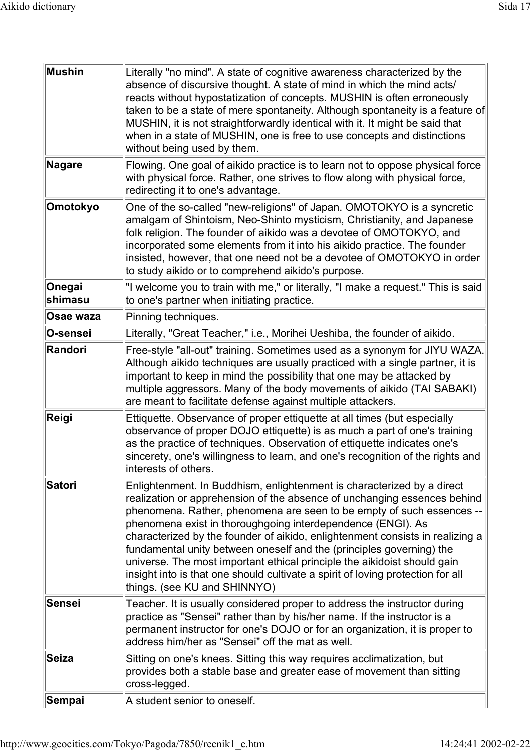| | |
|---|---|
| **Mushin** | Literally "no mind". A state of cognitive awareness characterized by the absence of discursive thought. A state of mind in which the mind acts/ reacts without hypostatization of concepts. MUSHIN is often erroneously taken to be a state of mere spontaneity. Although spontaneity is a feature of MUSHIN, it is not straightforwardly identical with it. It might be said that when in a state of MUSHIN, one is free to use concepts and distinctions without being used by them. |
| **Nagare** | Flowing. One goal of aikido practice is to learn not to oppose physical force with physical force. Rather, one strives to flow along with physical force, redirecting it to one's advantage. |
| **Omotokyo** | One of the so-called "new-religions" of Japan. OMOTOKYO is a syncretic amalgam of Shintoism, Neo-Shinto mysticism, Christianity, and Japanese folk religion. The founder of aikido was a devotee of OMOTOKYO, and incorporated some elements from it into his aikido practice. The founder insisted, however, that one need not be a devotee of OMOTOKYO in order to study aikido or to comprehend aikido's purpose. |
| **Onegai shimasu** | "I welcome you to train with me," or literally, "I make a request." This is said to one's partner when initiating practice. |
| **Osae waza** | Pinning techniques. |
| **O-sensei** | Literally, "Great Teacher," i.e., Morihei Ueshiba, the founder of aikido. |
| **Randori** | Free-style "all-out" training. Sometimes used as a synonym for JIYU WAZA. Although aikido techniques are usually practiced with a single partner, it is important to keep in mind the possibility that one may be attacked by multiple aggressors. Many of the body movements of aikido (TAI SABAKI) are meant to facilitate defense against multiple attackers. |
| **Reigi** | Ettiquette. Observance of proper ettiquette at all times (but especially observance of proper DOJO ettiquette) is as much a part of one's training as the practice of techniques. Observation of ettiquette indicates one's sincerety, one's willingness to learn, and one's recognition of the rights and interests of others. |
| **Satori** | Enlightenment. In Buddhism, enlightenment is characterized by a direct realization or apprehension of the absence of unchanging essences behind phenomena. Rather, phenomena are seen to be empty of such essences -- phenomena exist in thoroughgoing interdependence (ENGI). As characterized by the founder of aikido, enlightenment consists in realizing a fundamental unity between oneself and the (principles governing) the universe. The most important ethical principle the aikidoist should gain insight into is that one should cultivate a spirit of loving protection for all things. (see KU and SHINNYO) |
| **Sensei** | Teacher. It is usually considered proper to address the instructor during practice as "Sensei" rather than by his/her name. If the instructor is a permanent instructor for one's DOJO or for an organization, it is proper to address him/her as "Sensei" off the mat as well. |
| **Seiza** | Sitting on one's knees. Sitting this way requires acclimatization, but provides both a stable base and greater ease of movement than sitting cross-legged. |
| **Sempai** | A student senior to oneself. |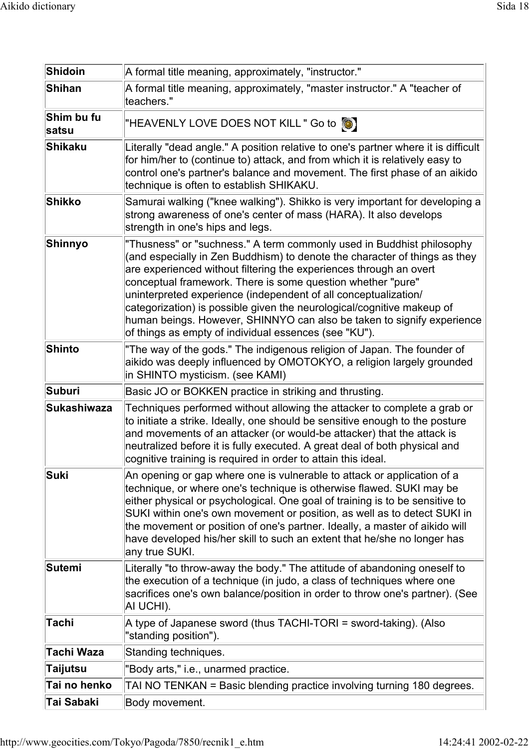| | |
|---|---|
| **Shidoin** | A formal title meaning, approximately, "instructor." |
| **Shihan** | A formal title meaning, approximately, "master instructor." A "teacher of teachers." |
| **Shim bu fu satsu** | "HEAVENLY LOVE DOES NOT KILL " Go to |
| **Shikaku** | Literally "dead angle." A position relative to one's partner where it is difficult for him/her to (continue to) attack, and from which it is relatively easy to control one's partner's balance and movement. The first phase of an aikido technique is often to establish SHIKAKU. |
| **Shikko** | Samurai walking ("knee walking"). Shikko is very important for developing a strong awareness of one's center of mass (HARA). It also develops strength in one's hips and legs. |
| **Shinnyo** | "Thusness" or "suchness." A term commonly used in Buddhist philosophy (and especially in Zen Buddhism) to denote the character of things as they are experienced without filtering the experiences through an overt conceptual framework. There is some question whether "pure" uninterpreted experience (independent of all conceptualization/ categorization) is possible given the neurological/cognitive makeup of human beings. However, SHINNYO can also be taken to signify experience of things as empty of individual essences (see "KU"). |
| **Shinto** | "The way of the gods." The indigenous religion of Japan. The founder of aikido was deeply influenced by OMOTOKYO, a religion largely grounded in SHINTO mysticism. (see KAMI) |
| **Suburi** | Basic JO or BOKKEN practice in striking and thrusting. |
| **Sukashiwaza** | Techniques performed without allowing the attacker to complete a grab or to initiate a strike. Ideally, one should be sensitive enough to the posture and movements of an attacker (or would-be attacker) that the attack is neutralized before it is fully executed. A great deal of both physical and cognitive training is required in order to attain this ideal. |
| **Suki** | An opening or gap where one is vulnerable to attack or application of a technique, or where one's technique is otherwise flawed. SUKI may be either physical or psychological. One goal of training is to be sensitive to SUKI within one's own movement or position, as well as to detect SUKI in the movement or position of one's partner. Ideally, a master of aikido will have developed his/her skill to such an extent that he/she no longer has any true SUKI. |
| **Sutemi** | Literally "to throw-away the body." The attitude of abandoning oneself to the execution of a technique (in judo, a class of techniques where one sacrifices one's own balance/position in order to throw one's partner). (See AI UCHI). |
| **Tachi** | A type of Japanese sword (thus TACHI-TORI = sword-taking). (Also "standing position"). |
| **Tachi Waza** | Standing techniques. |
| **Taijutsu** | "Body arts," i.e., unarmed practice. |
| **Tai no henko** | TAI NO TENKAN = Basic blending practice involving turning 180 degrees. |
| **Tai Sabaki** | Body movement. |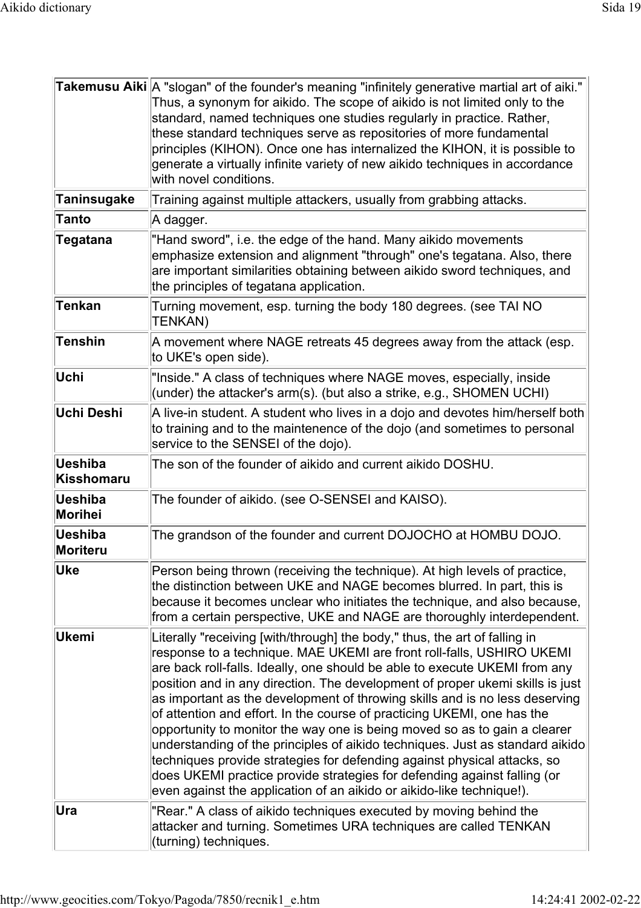| | |
|---|---|
| **Takemusu Aiki** | A "slogan" of the founder's meaning "infinitely generative martial art of aiki." Thus, a synonym for aikido. The scope of aikido is not limited only to the standard, named techniques one studies regularly in practice. Rather, these standard techniques serve as repositories of more fundamental principles (KIHON). Once one has internalized the KIHON, it is possible to generate a virtually infinite variety of new aikido techniques in accordance with novel conditions. |
| **Taninsugake** | Training against multiple attackers, usually from grabbing attacks. |
| **Tanto** | A dagger. |
| **Tegatana** | "Hand sword", i.e. the edge of the hand. Many aikido movements emphasize extension and alignment "through" one's tegatana. Also, there are important similarities obtaining between aikido sword techniques, and the principles of tegatana application. |
| **Tenkan** | Turning movement, esp. turning the body 180 degrees. (see TAI NO TENKAN) |
| **Tenshin** | A movement where NAGE retreats 45 degrees away from the attack (esp. to UKE's open side). |
| **Uchi** | "Inside." A class of techniques where NAGE moves, especially, inside (under) the attacker's arm(s). (but also a strike, e.g., SHOMEN UCHI) |
| **Uchi Deshi** | A live-in student. A student who lives in a dojo and devotes him/herself both to training and to the maintenence of the dojo (and sometimes to personal service to the SENSEI of the dojo). |
| **Ueshiba Kisshomaru** | The son of the founder of aikido and current aikido DOSHU. |
| **Ueshiba Morihei** | The founder of aikido. (see O-SENSEI and KAISO). |
| **Ueshiba Moriteru** | The grandson of the founder and current DOJOCHO at HOMBU DOJO. |
| **Uke** | Person being thrown (receiving the technique). At high levels of practice, the distinction between UKE and NAGE becomes blurred. In part, this is because it becomes unclear who initiates the technique, and also because, from a certain perspective, UKE and NAGE are thoroughly interdependent. |
| **Ukemi** | Literally "receiving [with/through] the body," thus, the art of falling in response to a technique. MAE UKEMI are front roll-falls, USHIRO UKEMI are back roll-falls. Ideally, one should be able to execute UKEMI from any position and in any direction. The development of proper ukemi skills is just as important as the development of throwing skills and is no less deserving of attention and effort. In the course of practicing UKEMI, one has the opportunity to monitor the way one is being moved so as to gain a clearer understanding of the principles of aikido techniques. Just as standard aikido techniques provide strategies for defending against physical attacks, so does UKEMI practice provide strategies for defending against falling (or even against the application of an aikido or aikido-like technique!). |
| **Ura** | "Rear." A class of aikido techniques executed by moving behind the attacker and turning. Sometimes URA techniques are called TENKAN (turning) techniques. |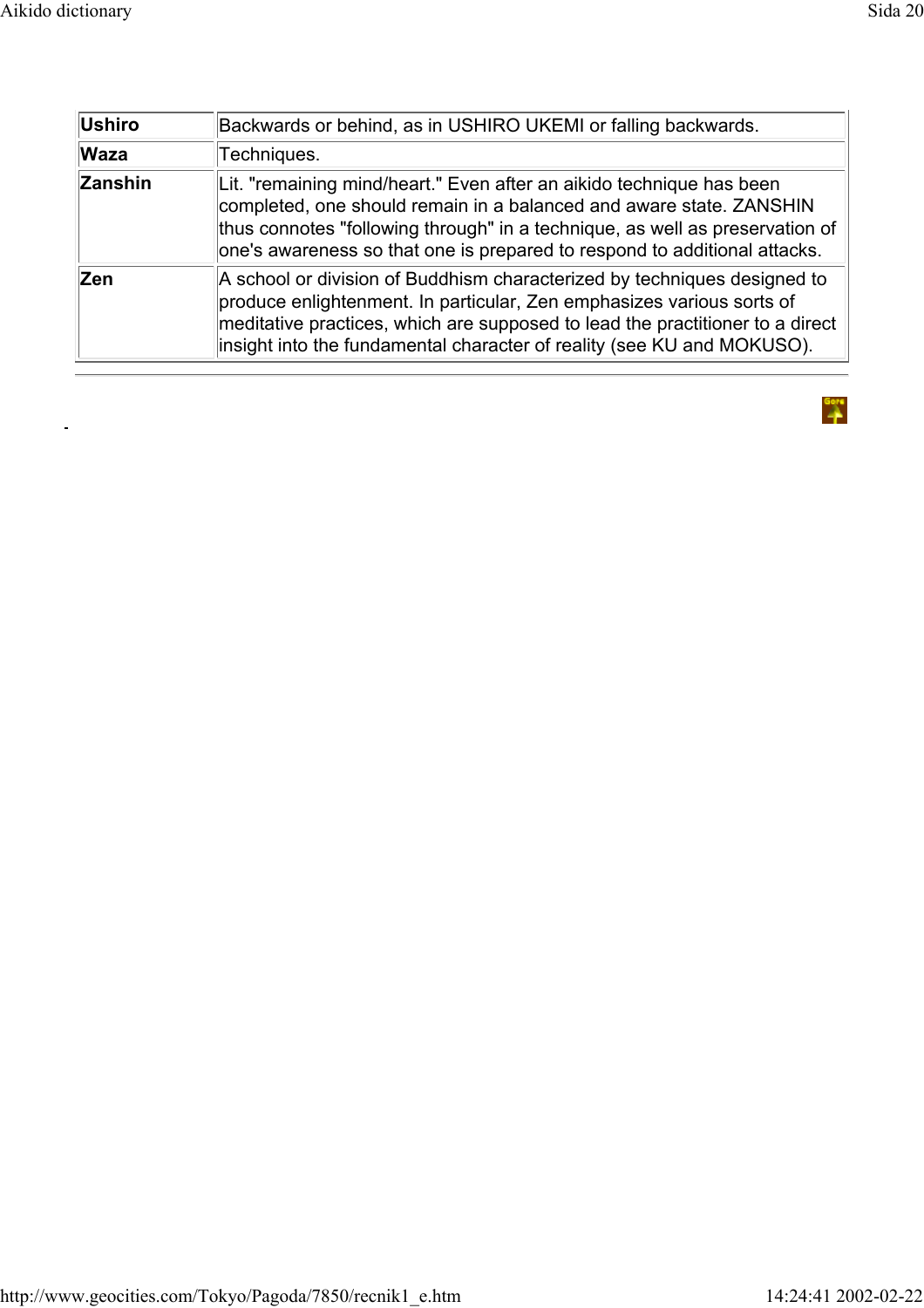| | |
|---|---|
| **Ushiro** | Backwards or behind, as in USHIRO UKEMI or falling backwards. |
| **Waza** | Techniques. |
| **Zanshin** | Lit. "remaining mind/heart." Even after an aikido technique has been completed, one should remain in a balanced and aware state. ZANSHIN thus connotes "following through" in a technique, as well as preservation of one's awareness so that one is prepared to respond to additional attacks. |
| **Zen** | A school or division of Buddhism characterized by techniques designed to produce enlightenment. In particular, Zen emphasizes various sorts of meditative practices, which are supposed to lead the practitioner to a direct insight into the fundamental character of reality (see KU and MOKUSO). |